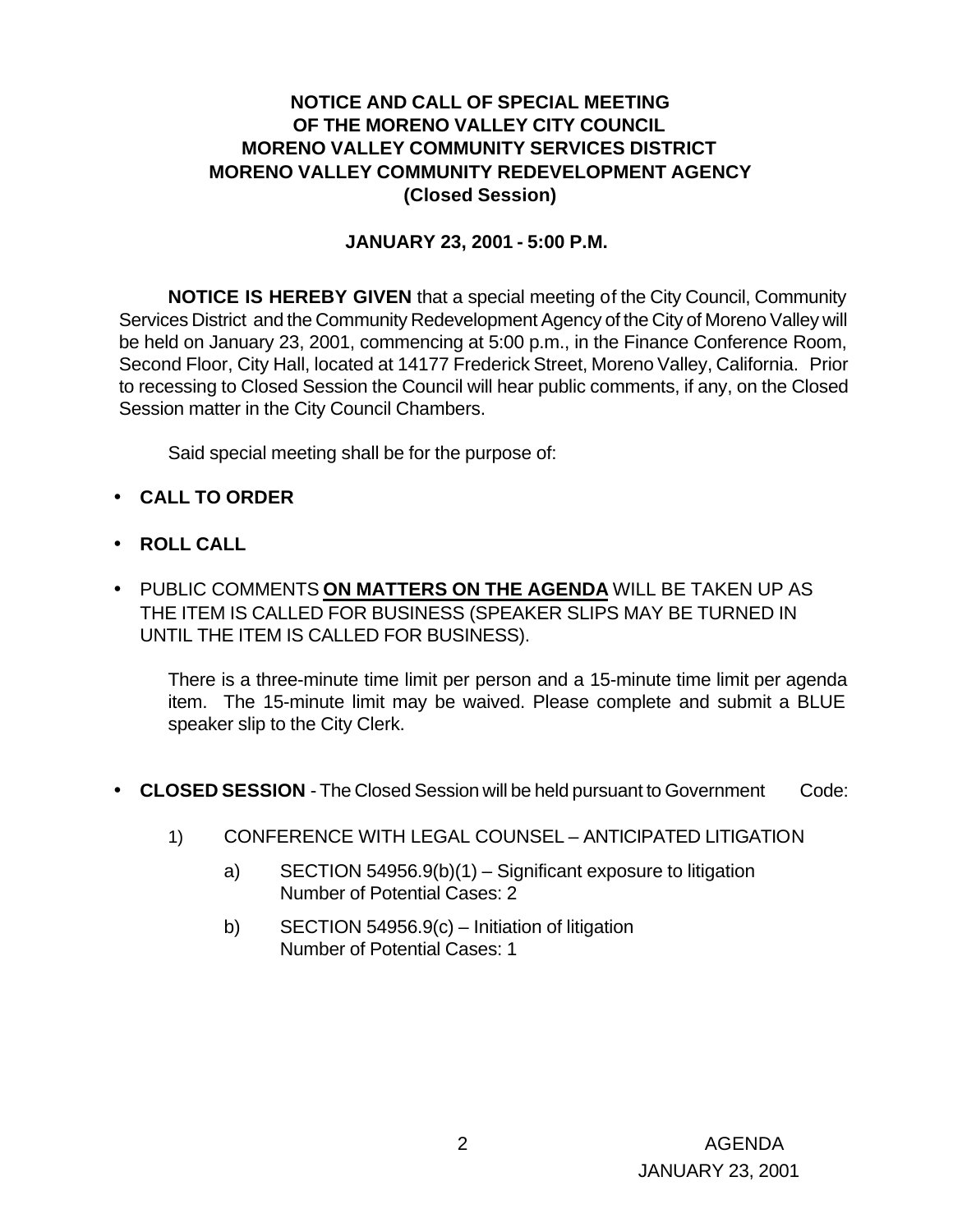**NOTICE AND CALL OF SPECIAL MEETING**
**OF THE MORENO VALLEY CITY COUNCIL**
**MORENO VALLEY COMMUNITY SERVICES DISTRICT**
**MORENO VALLEY COMMUNITY REDEVELOPMENT AGENCY**
**(Closed Session)**

**JANUARY 23, 2001 - 5:00 P.M.**

**NOTICE IS HEREBY GIVEN** that a special meeting of the City Council, Community Services District and the Community Redevelopment Agency of the City of Moreno Valley will be held on January 23, 2001, commencing at 5:00 p.m., in the Finance Conference Room, Second Floor, City Hall, located at 14177 Frederick Street, Moreno Valley, California. Prior to recessing to Closed Session the Council will hear public comments, if any, on the Closed Session matter in the City Council Chambers.

Said special meeting shall be for the purpose of:

- **CALL TO ORDER**
- **ROLL CALL**
- PUBLIC COMMENTS **ON MATTERS ON THE AGENDA** WILL BE TAKEN UP AS THE ITEM IS CALLED FOR BUSINESS (SPEAKER SLIPS MAY BE TURNED IN UNTIL THE ITEM IS CALLED FOR BUSINESS).

  There is a three-minute time limit per person and a 15-minute time limit per agenda item. The 15-minute limit may be waived. Please complete and submit a BLUE speaker slip to the City Clerk.

- **CLOSED SESSION** - The Closed Session will be held pursuant to Government Code:

  1) CONFERENCE WITH LEGAL COUNSEL – ANTICIPATED LITIGATION

     a) SECTION 54956.9(b)(1) – Significant exposure to litigation
        Number of Potential Cases: 2

     b) SECTION 54956.9(c) – Initiation of litigation
        Number of Potential Cases: 1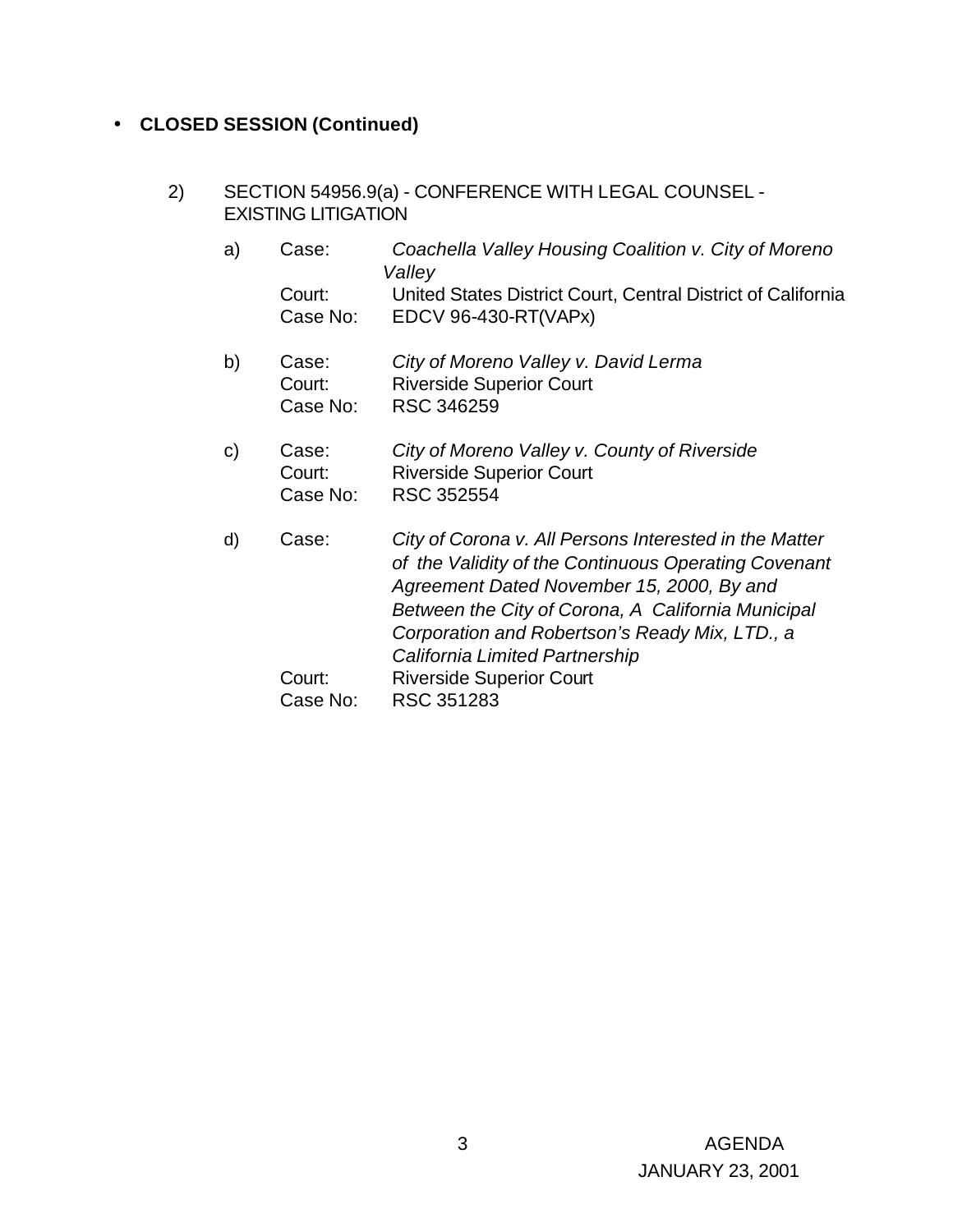- **CLOSED SESSION (Continued)**

2) SECTION 54956.9(a) - CONFERENCE WITH LEGAL COUNSEL - EXISTING LITIGATION

a) Case: *Coachella Valley Housing Coalition v. City of Moreno Valley*
   Court: United States District Court, Central District of California
   Case No: EDCV 96-430-RT(VAPx)

b) Case: *City of Moreno Valley v. David Lerma*
   Court: Riverside Superior Court
   Case No: RSC 346259

c) Case: *City of Moreno Valley v. County of Riverside*
   Court: Riverside Superior Court
   Case No: RSC 352554

d) Case: *City of Corona v. All Persons Interested in the Matter of the Validity of the Continuous Operating Covenant Agreement Dated November 15, 2000, By and Between the City of Corona, A California Municipal Corporation and Robertson's Ready Mix, LTD., a California Limited Partnership*
   Court: Riverside Superior Court
   Case No: RSC 351283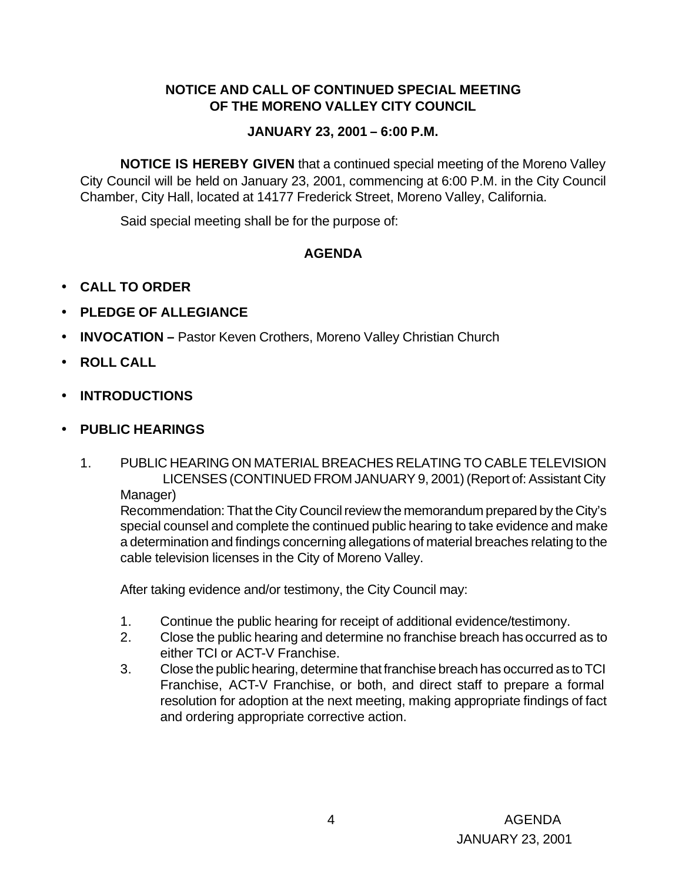**NOTICE AND CALL OF CONTINUED SPECIAL MEETING OF THE MORENO VALLEY CITY COUNCIL**

**JANUARY 23, 2001 – 6:00 P.M.**

**NOTICE IS HEREBY GIVEN** that a continued special meeting of the Moreno Valley City Council will be held on January 23, 2001, commencing at 6:00 P.M. in the City Council Chamber, City Hall, located at 14177 Frederick Street, Moreno Valley, California.

Said special meeting shall be for the purpose of:

**AGENDA**

- **CALL TO ORDER**
- **PLEDGE OF ALLEGIANCE**
- **INVOCATION –** Pastor Keven Crothers, Moreno Valley Christian Church
- **ROLL CALL**
- **INTRODUCTIONS**
- **PUBLIC HEARINGS**

1. PUBLIC HEARING ON MATERIAL BREACHES RELATING TO CABLE TELEVISION LICENSES (CONTINUED FROM JANUARY 9, 2001) (Report of: Assistant City Manager)

   Recommendation: That the City Council review the memorandum prepared by the City's special counsel and complete the continued public hearing to take evidence and make a determination and findings concerning allegations of material breaches relating to the cable television licenses in the City of Moreno Valley.

   After taking evidence and/or testimony, the City Council may:

   1. Continue the public hearing for receipt of additional evidence/testimony.
   2. Close the public hearing and determine no franchise breach has occurred as to either TCI or ACT-V Franchise.
   3. Close the public hearing, determine that franchise breach has occurred as to TCI Franchise, ACT-V Franchise, or both, and direct staff to prepare a formal resolution for adoption at the next meeting, making appropriate findings of fact and ordering appropriate corrective action.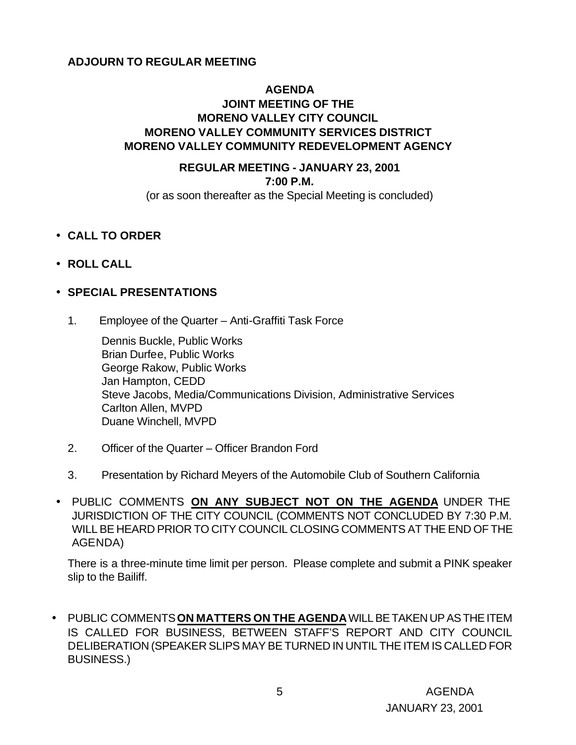**ADJOURN TO REGULAR MEETING**

**AGENDA**
**JOINT MEETING OF THE**
**MORENO VALLEY CITY COUNCIL**
**MORENO VALLEY COMMUNITY SERVICES DISTRICT**
**MORENO VALLEY COMMUNITY REDEVELOPMENT AGENCY**

**REGULAR MEETING - JANUARY 23, 2001**
**7:00 P.M.**
(or as soon thereafter as the Special Meeting is concluded)

- **CALL TO ORDER**

- **ROLL CALL**

- **SPECIAL PRESENTATIONS**

  1. Employee of the Quarter – Anti-Graffiti Task Force

     Dennis Buckle, Public Works
     Brian Durfee, Public Works
     George Rakow, Public Works
     Jan Hampton, CEDD
     Steve Jacobs, Media/Communications Division, Administrative Services
     Carlton Allen, MVPD
     Duane Winchell, MVPD

  2. Officer of the Quarter – Officer Brandon Ford

  3. Presentation by Richard Meyers of the Automobile Club of Southern California

- PUBLIC COMMENTS **<u>ON ANY SUBJECT NOT ON THE AGENDA</u>** UNDER THE JURISDICTION OF THE CITY COUNCIL (COMMENTS NOT CONCLUDED BY 7:30 P.M. WILL BE HEARD PRIOR TO CITY COUNCIL CLOSING COMMENTS AT THE END OF THE AGENDA)

  There is a three-minute time limit per person. Please complete and submit a PINK speaker slip to the Bailiff.

- PUBLIC COMMENTS **<u>ON MATTERS ON THE AGENDA</u>** WILL BE TAKEN UP AS THE ITEM IS CALLED FOR BUSINESS, BETWEEN STAFF'S REPORT AND CITY COUNCIL DELIBERATION (SPEAKER SLIPS MAY BE TURNED IN UNTIL THE ITEM IS CALLED FOR BUSINESS.)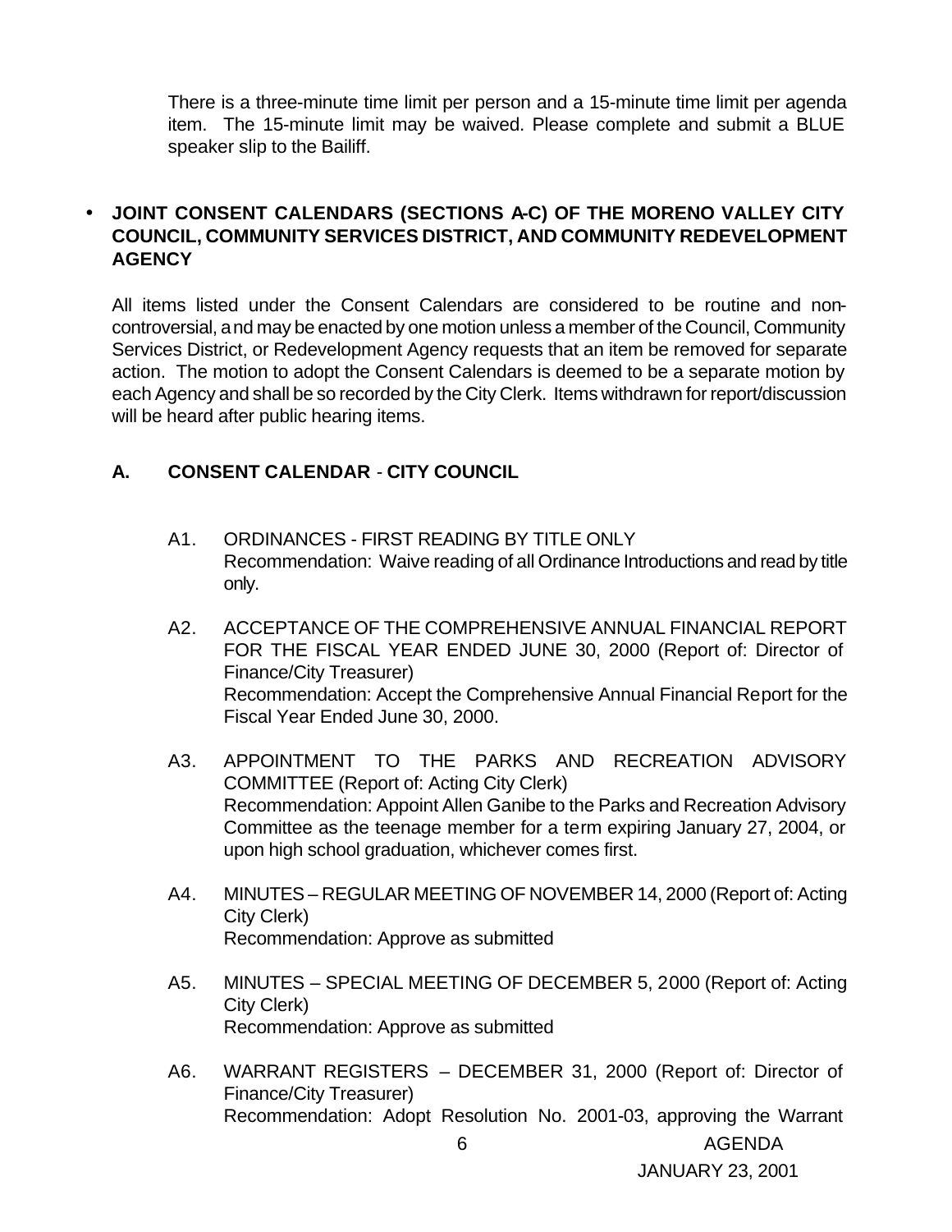There is a three-minute time limit per person and a 15-minute time limit per agenda item. The 15-minute limit may be waived. Please complete and submit a BLUE speaker slip to the Bailiff.

- **JOINT CONSENT CALENDARS (SECTIONS A-C) OF THE MORENO VALLEY CITY COUNCIL, COMMUNITY SERVICES DISTRICT, AND COMMUNITY REDEVELOPMENT AGENCY**

All items listed under the Consent Calendars are considered to be routine and non-controversial, and may be enacted by one motion unless a member of the Council, Community Services District, or Redevelopment Agency requests that an item be removed for separate action. The motion to adopt the Consent Calendars is deemed to be a separate motion by each Agency and shall be so recorded by the City Clerk. Items withdrawn for report/discussion will be heard after public hearing items.

## A. CONSENT CALENDAR - CITY COUNCIL

A1. ORDINANCES - FIRST READING BY TITLE ONLY
Recommendation: Waive reading of all Ordinance Introductions and read by title only.

A2. ACCEPTANCE OF THE COMPREHENSIVE ANNUAL FINANCIAL REPORT FOR THE FISCAL YEAR ENDED JUNE 30, 2000 (Report of: Director of Finance/City Treasurer)
Recommendation: Accept the Comprehensive Annual Financial Report for the Fiscal Year Ended June 30, 2000.

A3. APPOINTMENT TO THE PARKS AND RECREATION ADVISORY COMMITTEE (Report of: Acting City Clerk)
Recommendation: Appoint Allen Ganibe to the Parks and Recreation Advisory Committee as the teenage member for a term expiring January 27, 2004, or upon high school graduation, whichever comes first.

A4. MINUTES – REGULAR MEETING OF NOVEMBER 14, 2000 (Report of: Acting City Clerk)
Recommendation: Approve as submitted

A5. MINUTES – SPECIAL MEETING OF DECEMBER 5, 2000 (Report of: Acting City Clerk)
Recommendation: Approve as submitted

A6. WARRANT REGISTERS – DECEMBER 31, 2000 (Report of: Director of Finance/City Treasurer)
Recommendation: Adopt Resolution No. 2001-03, approving the Warrant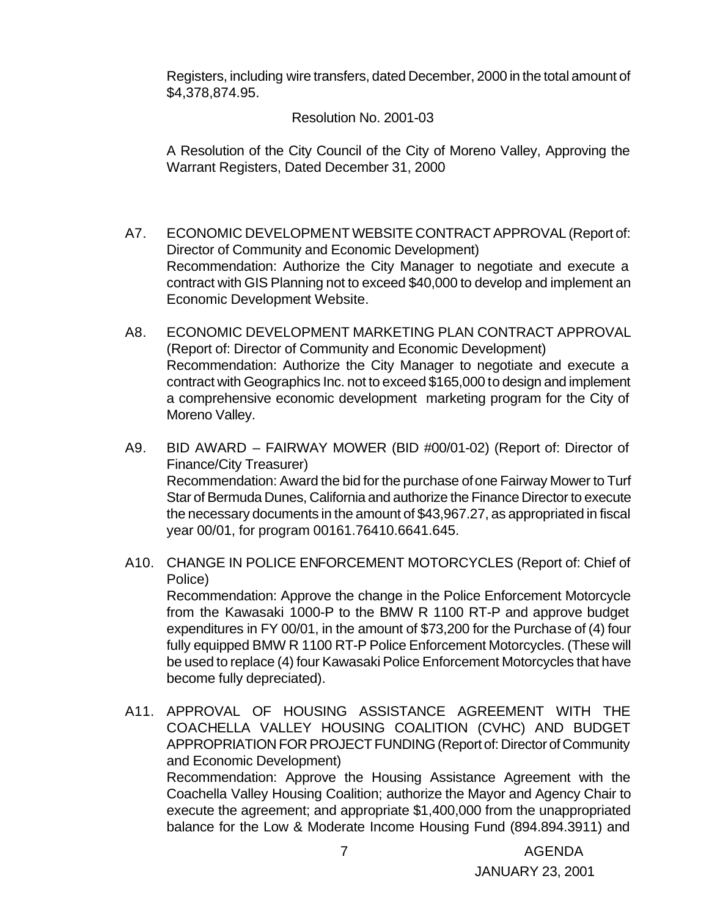Registers, including wire transfers, dated December, 2000 in the total amount of $4,378,874.95.

Resolution No. 2001-03

A Resolution of the City Council of the City of Moreno Valley, Approving the Warrant Registers, Dated December 31, 2000

A7. ECONOMIC DEVELOPMENT WEBSITE CONTRACT APPROVAL (Report of: Director of Community and Economic Development)
Recommendation: Authorize the City Manager to negotiate and execute a contract with GIS Planning not to exceed $40,000 to develop and implement an Economic Development Website.

A8. ECONOMIC DEVELOPMENT MARKETING PLAN CONTRACT APPROVAL (Report of: Director of Community and Economic Development)
Recommendation: Authorize the City Manager to negotiate and execute a contract with Geographics Inc. not to exceed $165,000 to design and implement a comprehensive economic development marketing program for the City of Moreno Valley.

A9. BID AWARD – FAIRWAY MOWER (BID #00/01-02) (Report of: Director of Finance/City Treasurer)
Recommendation: Award the bid for the purchase of one Fairway Mower to Turf Star of Bermuda Dunes, California and authorize the Finance Director to execute the necessary documents in the amount of $43,967.27, as appropriated in fiscal year 00/01, for program 00161.76410.6641.645.

A10. CHANGE IN POLICE ENFORCEMENT MOTORCYCLES (Report of: Chief of Police)
Recommendation: Approve the change in the Police Enforcement Motorcycle from the Kawasaki 1000-P to the BMW R 1100 RT-P and approve budget expenditures in FY 00/01, in the amount of $73,200 for the Purchase of (4) four fully equipped BMW R 1100 RT-P Police Enforcement Motorcycles. (These will be used to replace (4) four Kawasaki Police Enforcement Motorcycles that have become fully depreciated).

A11. APPROVAL OF HOUSING ASSISTANCE AGREEMENT WITH THE COACHELLA VALLEY HOUSING COALITION (CVHC) AND BUDGET APPROPRIATION FOR PROJECT FUNDING (Report of: Director of Community and Economic Development)
Recommendation: Approve the Housing Assistance Agreement with the Coachella Valley Housing Coalition; authorize the Mayor and Agency Chair to execute the agreement; and appropriate $1,400,000 from the unappropriated balance for the Low & Moderate Income Housing Fund (894.894.3911) and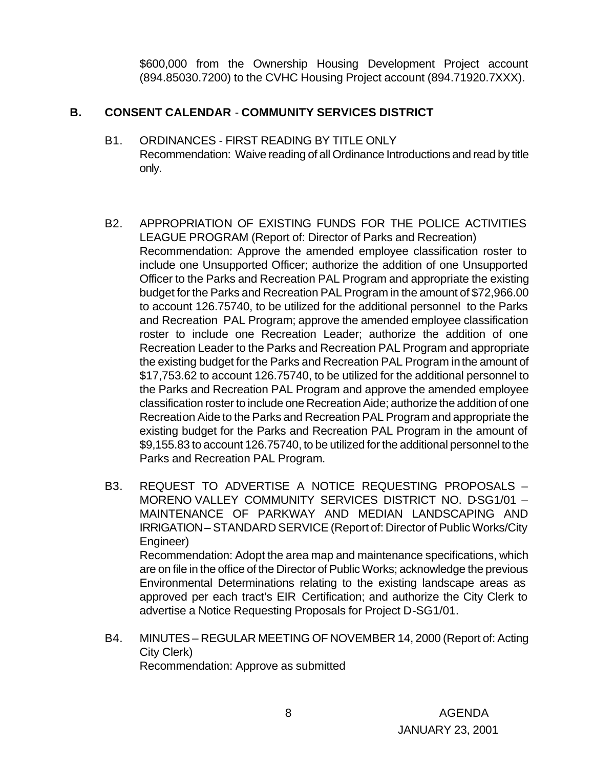$600,000 from the Ownership Housing Development Project account (894.85030.7200) to the CVHC Housing Project account (894.71920.7XXX).

## B. CONSENT CALENDAR - COMMUNITY SERVICES DISTRICT

B1. ORDINANCES - FIRST READING BY TITLE ONLY
Recommendation: Waive reading of all Ordinance Introductions and read by title only.

B2. APPROPRIATION OF EXISTING FUNDS FOR THE POLICE ACTIVITIES LEAGUE PROGRAM (Report of: Director of Parks and Recreation)
Recommendation: Approve the amended employee classification roster to include one Unsupported Officer; authorize the addition of one Unsupported Officer to the Parks and Recreation PAL Program and appropriate the existing budget for the Parks and Recreation PAL Program in the amount of $72,966.00 to account 126.75740, to be utilized for the additional personnel to the Parks and Recreation PAL Program; approve the amended employee classification roster to include one Recreation Leader; authorize the addition of one Recreation Leader to the Parks and Recreation PAL Program and appropriate the existing budget for the Parks and Recreation PAL Program in the amount of $17,753.62 to account 126.75740, to be utilized for the additional personnel to the Parks and Recreation PAL Program and approve the amended employee classification roster to include one Recreation Aide; authorize the addition of one Recreation Aide to the Parks and Recreation PAL Program and appropriate the existing budget for the Parks and Recreation PAL Program in the amount of $9,155.83 to account 126.75740, to be utilized for the additional personnel to the Parks and Recreation PAL Program.

B3. REQUEST TO ADVERTISE A NOTICE REQUESTING PROPOSALS – MORENO VALLEY COMMUNITY SERVICES DISTRICT NO. D-SG1/01 – MAINTENANCE OF PARKWAY AND MEDIAN LANDSCAPING AND IRRIGATION – STANDARD SERVICE (Report of: Director of Public Works/City Engineer)
Recommendation: Adopt the area map and maintenance specifications, which are on file in the office of the Director of Public Works; acknowledge the previous Environmental Determinations relating to the existing landscape areas as approved per each tract's EIR Certification; and authorize the City Clerk to advertise a Notice Requesting Proposals for Project D-SG1/01.

B4. MINUTES – REGULAR MEETING OF NOVEMBER 14, 2000 (Report of: Acting City Clerk)
Recommendation: Approve as submitted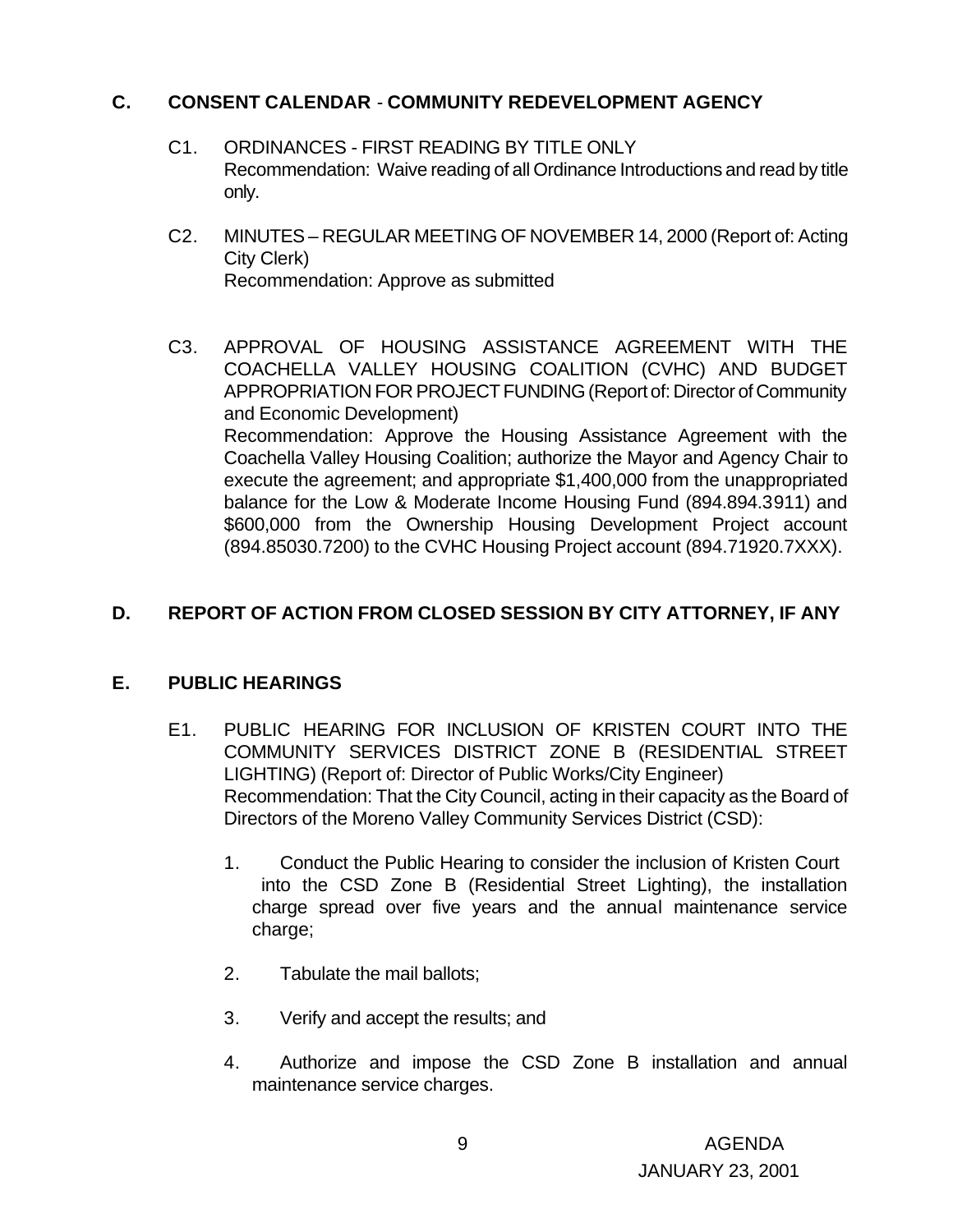## C. CONSENT CALENDAR - COMMUNITY REDEVELOPMENT AGENCY

C1. ORDINANCES - FIRST READING BY TITLE ONLY
Recommendation: Waive reading of all Ordinance Introductions and read by title only.

C2. MINUTES – REGULAR MEETING OF NOVEMBER 14, 2000 (Report of: Acting City Clerk)
Recommendation: Approve as submitted

C3. APPROVAL OF HOUSING ASSISTANCE AGREEMENT WITH THE COACHELLA VALLEY HOUSING COALITION (CVHC) AND BUDGET APPROPRIATION FOR PROJECT FUNDING (Report of: Director of Community and Economic Development)
Recommendation: Approve the Housing Assistance Agreement with the Coachella Valley Housing Coalition; authorize the Mayor and Agency Chair to execute the agreement; and appropriate $1,400,000 from the unappropriated balance for the Low & Moderate Income Housing Fund (894.894.3911) and $600,000 from the Ownership Housing Development Project account (894.85030.7200) to the CVHC Housing Project account (894.71920.7XXX).

## D. REPORT OF ACTION FROM CLOSED SESSION BY CITY ATTORNEY, IF ANY

## E. PUBLIC HEARINGS

E1. PUBLIC HEARING FOR INCLUSION OF KRISTEN COURT INTO THE COMMUNITY SERVICES DISTRICT ZONE B (RESIDENTIAL STREET LIGHTING) (Report of: Director of Public Works/City Engineer)
Recommendation: That the City Council, acting in their capacity as the Board of Directors of the Moreno Valley Community Services District (CSD):

1. Conduct the Public Hearing to consider the inclusion of Kristen Court into the CSD Zone B (Residential Street Lighting), the installation charge spread over five years and the annual maintenance service charge;
2. Tabulate the mail ballots;
3. Verify and accept the results; and
4. Authorize and impose the CSD Zone B installation and annual maintenance service charges.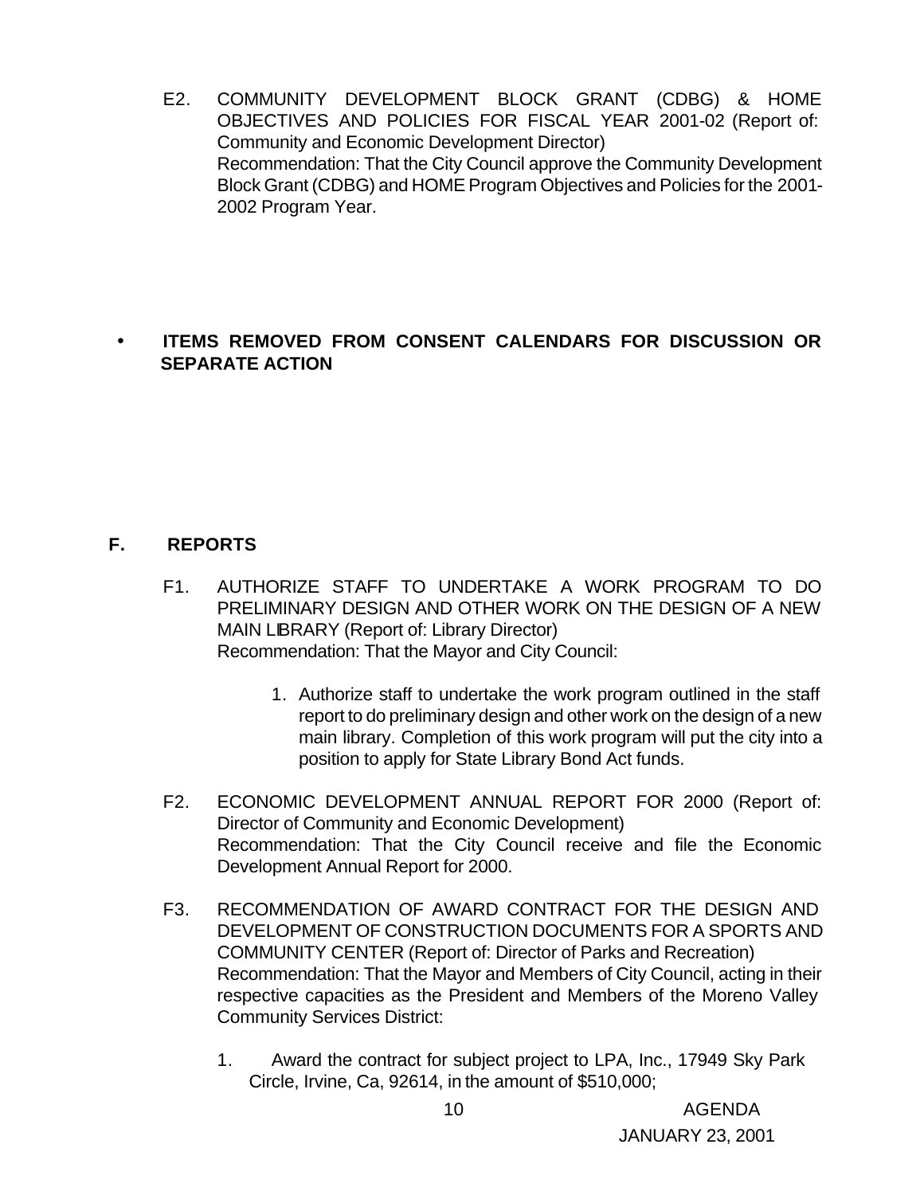E2. COMMUNITY DEVELOPMENT BLOCK GRANT (CDBG) & HOME OBJECTIVES AND POLICIES FOR FISCAL YEAR 2001-02 (Report of: Community and Economic Development Director)
Recommendation: That the City Council approve the Community Development Block Grant (CDBG) and HOME Program Objectives and Policies for the 2001-2002 Program Year.

- **ITEMS REMOVED FROM CONSENT CALENDARS FOR DISCUSSION OR SEPARATE ACTION**

## F. REPORTS

F1. AUTHORIZE STAFF TO UNDERTAKE A WORK PROGRAM TO DO PRELIMINARY DESIGN AND OTHER WORK ON THE DESIGN OF A NEW MAIN LIBRARY (Report of: Library Director)
Recommendation: That the Mayor and City Council:

1. Authorize staff to undertake the work program outlined in the staff report to do preliminary design and other work on the design of a new main library. Completion of this work program will put the city into a position to apply for State Library Bond Act funds.

F2. ECONOMIC DEVELOPMENT ANNUAL REPORT FOR 2000 (Report of: Director of Community and Economic Development)
Recommendation: That the City Council receive and file the Economic Development Annual Report for 2000.

F3. RECOMMENDATION OF AWARD CONTRACT FOR THE DESIGN AND DEVELOPMENT OF CONSTRUCTION DOCUMENTS FOR A SPORTS AND COMMUNITY CENTER (Report of: Director of Parks and Recreation)
Recommendation: That the Mayor and Members of City Council, acting in their respective capacities as the President and Members of the Moreno Valley Community Services District:

1. Award the contract for subject project to LPA, Inc., 17949 Sky Park Circle, Irvine, Ca, 92614, in the amount of $510,000;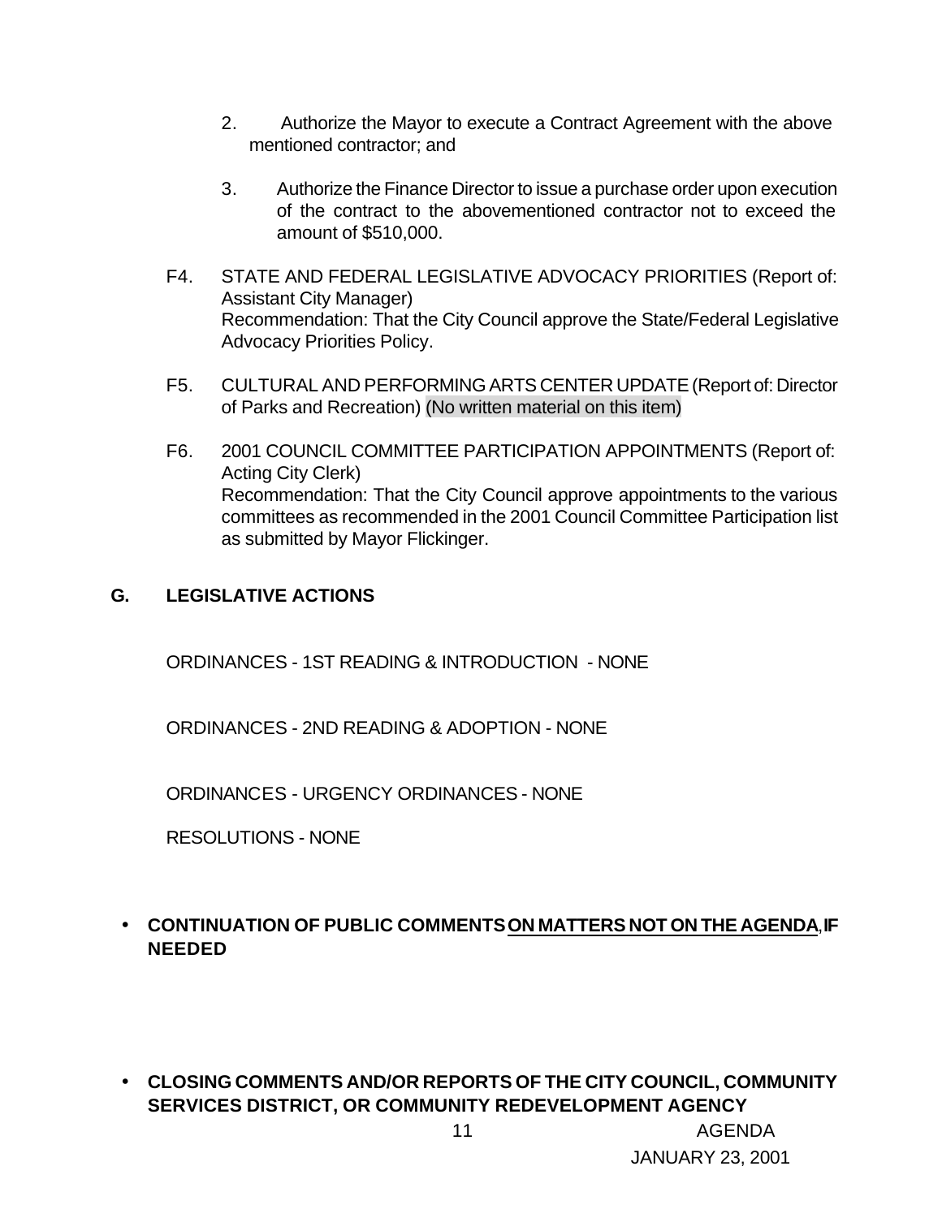2. Authorize the Mayor to execute a Contract Agreement with the above mentioned contractor; and

3. Authorize the Finance Director to issue a purchase order upon execution of the contract to the abovementioned contractor not to exceed the amount of $510,000.

F4. STATE AND FEDERAL LEGISLATIVE ADVOCACY PRIORITIES (Report of: Assistant City Manager)
Recommendation: That the City Council approve the State/Federal Legislative Advocacy Priorities Policy.

F5. CULTURAL AND PERFORMING ARTS CENTER UPDATE (Report of: Director of Parks and Recreation) (No written material on this item)

F6. 2001 COUNCIL COMMITTEE PARTICIPATION APPOINTMENTS (Report of: Acting City Clerk)
Recommendation: That the City Council approve appointments to the various committees as recommended in the 2001 Council Committee Participation list as submitted by Mayor Flickinger.

## G. LEGISLATIVE ACTIONS

ORDINANCES - 1ST READING & INTRODUCTION - NONE

ORDINANCES - 2ND READING & ADOPTION - NONE

ORDINANCES - URGENCY ORDINANCES - NONE

RESOLUTIONS - NONE

- **CONTINUATION OF PUBLIC COMMENTS <u>ON MATTERS NOT ON THE AGENDA</u>, IF NEEDED**

- **CLOSING COMMENTS AND/OR REPORTS OF THE CITY COUNCIL, COMMUNITY SERVICES DISTRICT, OR COMMUNITY REDEVELOPMENT AGENCY**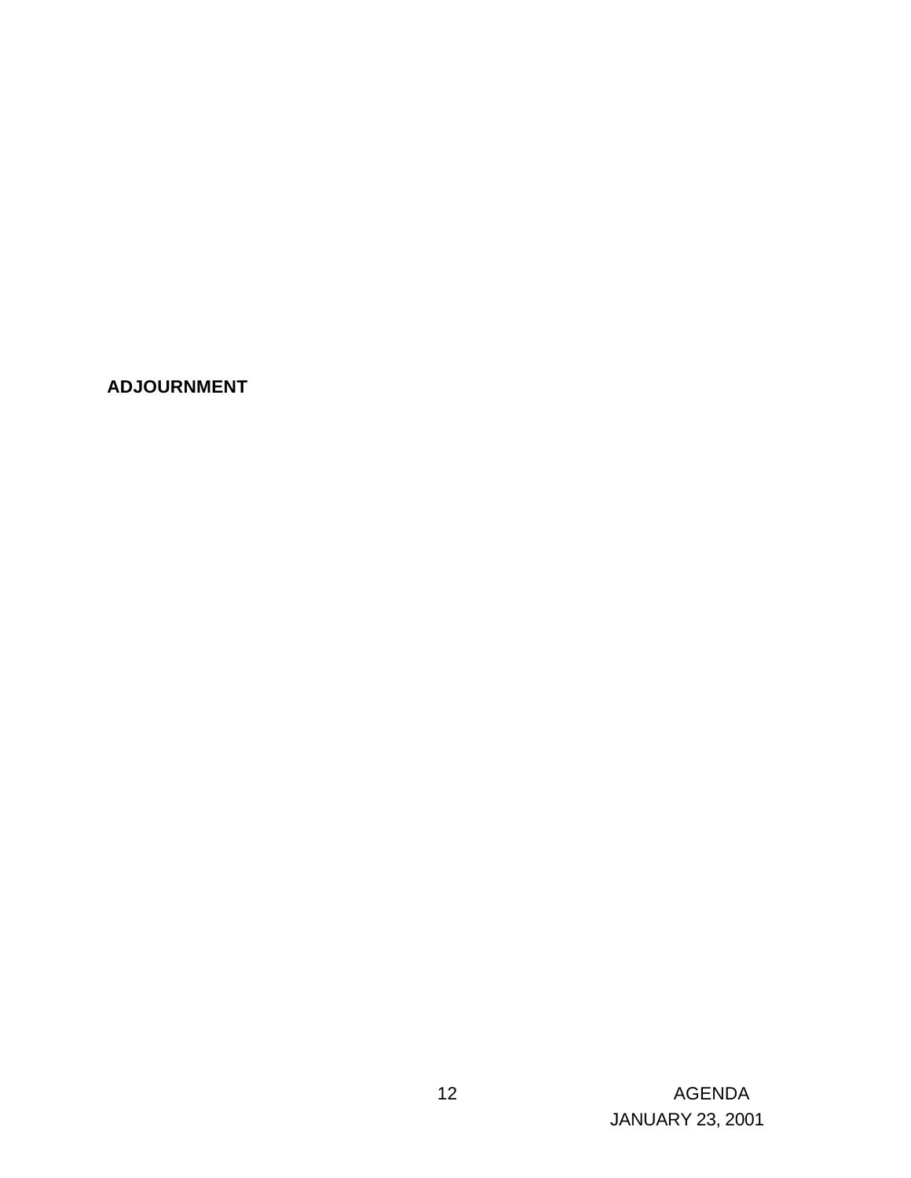**ADJOURNMENT**